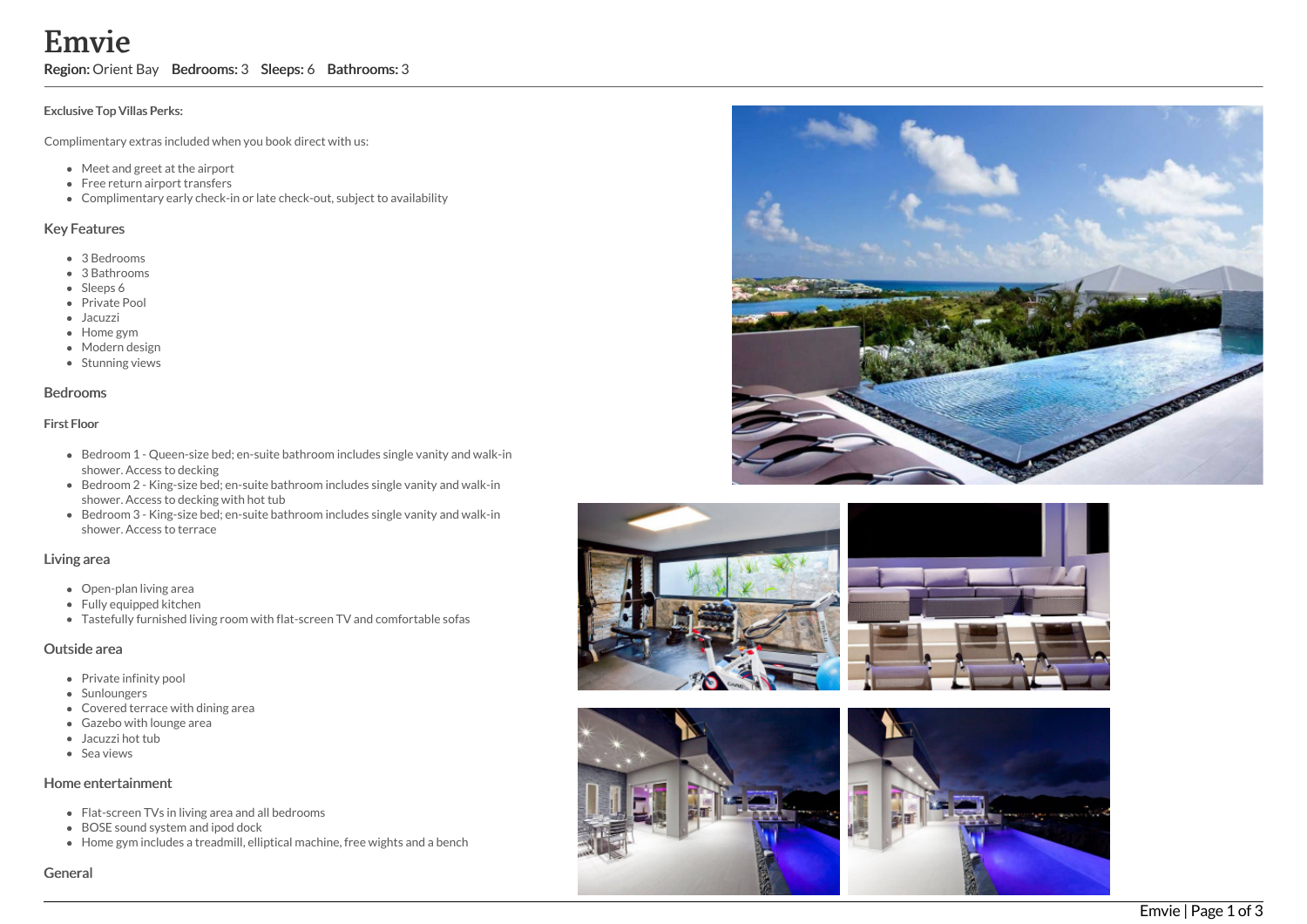# Emvie

**Region:** Orient Bay **Bedrooms:** 3 **Sleeps:** 6 **Bathrooms:** 3

#### Exclusive Top Villas Perks:

Complimentary extras included when you book direct with us:

- Meet and greet at the airport
- Free return airport transfers
- Complimentary early check-in or late check-out, subject to availability

## Key Features

- 3 Bedrooms
- 3 Bathrooms
- Sleeps 6
- Private Pool
- Jacuzzi
- Home gym
- Modern design
- Stunning views

## Bedrooms

#### First Floor

- Bedroom 1 - Queen-size bed; en-suite bathroom includes single vanity and walk-in shower. Access to decking
- Bedroom 2 - King-size bed; en-suite bathroom includes single vanity and walk-in shower. Access to decking with hot tub
- Bedroom 3 - King-size bed; en-suite bathroom includes single vanity and walk-in shower. Access to terrace

## Living area

- Open-plan living area
- Fully equipped kitchen
- Tastefully furnished living room with flat-screen TV and comfortable sofas

## Outside area

- Private infinity pool
- Sunloungers
- Covered terrace with dining area
- Gazebo with lounge area
- Jacuzzi hot tub
- Sea views

## Home entertainment

- Flat-screen TVs in living area and all bedrooms
- BOSE sound system and ipod dock
- Home gym includes a treadmill, elliptical machine, free wights and a bench

## General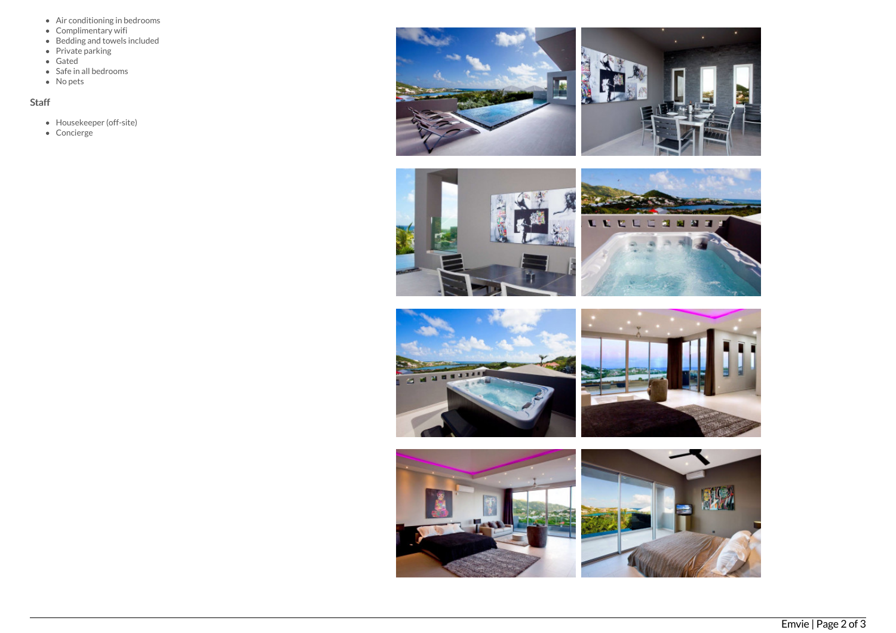- Air conditioning in bedrooms
- Complimentary wifi
- Bedding and towels included
- Private parking
- Gated
- Safe in all bedrooms
- No pets

### Staff

- Housekeeper (off-site)
- Concierge